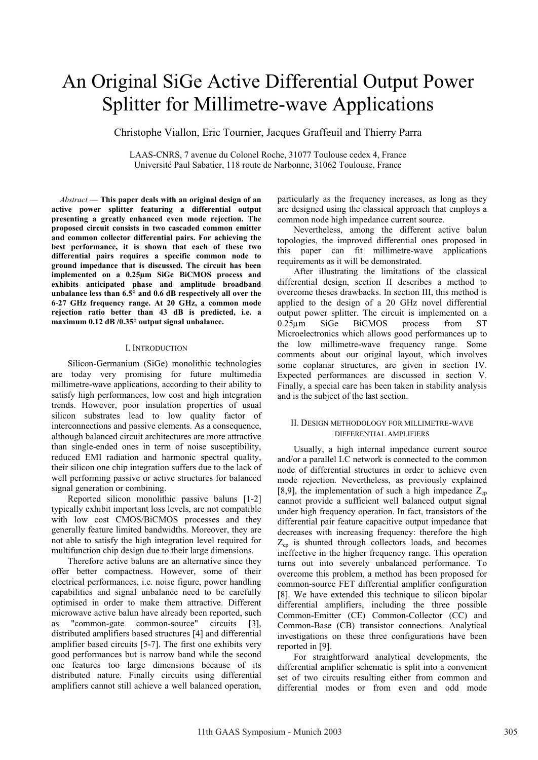# An Original SiGe Active Differential Output Power Splitter for Millimetre-wave Applications

Christophe Viallon, Eric Tournier, Jacques Graffeuil and Thierry Parra

LAAS-CNRS, 7 avenue du Colonel Roche, 31077 Toulouse cedex 4, France
Université Paul Sabatier, 118 route de Narbonne, 31062 Toulouse, France

*Abstract* — **This paper deals with an original design of an active power splitter featuring a differential output presenting a greatly enhanced even mode rejection. The proposed circuit consists in two cascaded common emitter and common collector differential pairs. For achieving the best performance, it is shown that each of these two differential pairs requires a specific common node to ground impedance that is discussed. The circuit has been implemented on a 0.25µm SiGe BiCMOS process and exhibits anticipated phase and amplitude broadband unbalance less than 6.5° and 0.6 dB respectively all over the 6-27 GHz frequency range. At 20 GHz, a common mode rejection ratio better than 43 dB is predicted, i.e. a maximum 0.12 dB /0.35° output signal unbalance.**

## I. Introduction

Silicon-Germanium (SiGe) monolithic technologies are today very promising for future multimedia millimetre-wave applications, according to their ability to satisfy high performances, low cost and high integration trends. However, poor insulation properties of usual silicon substrates lead to low quality factor of interconnections and passive elements. As a consequence, although balanced circuit architectures are more attractive than single-ended ones in term of noise susceptibility, reduced EMI radiation and harmonic spectral quality, their silicon one chip integration suffers due to the lack of well performing passive or active structures for balanced signal generation or combining.

Reported silicon monolithic passive baluns [1-2] typically exhibit important loss levels, are not compatible with low cost CMOS/BiCMOS processes and they generally feature limited bandwidths. Moreover, they are not able to satisfy the high integration level required for multifunction chip design due to their large dimensions.

Therefore active baluns are an alternative since they offer better compactness. However, some of their electrical performances, i.e. noise figure, power handling capabilities and signal unbalance need to be carefully optimised in order to make them attractive. Different microwave active balun have already been reported, such as "common-gate common-source" circuits [3], distributed amplifiers based structures [4] and differential amplifier based circuits [5-7]. The first one exhibits very good performances but is narrow band while the second one features too large dimensions because of its distributed nature. Finally circuits using differential amplifiers cannot still achieve a well balanced operation, particularly as the frequency increases, as long as they are designed using the classical approach that employs a common node high impedance current source.

Nevertheless, among the different active balun topologies, the improved differential ones proposed in this paper can fit millimetre-wave applications requirements as it will be demonstrated.

After illustrating the limitations of the classical differential design, section II describes a method to overcome theses drawbacks. In section III, this method is applied to the design of a 20 GHz novel differential output power splitter. The circuit is implemented on a 0.25µm SiGe BiCMOS process from ST Microelectronics which allows good performances up to the low millimetre-wave frequency range. Some comments about our original layout, which involves some coplanar structures, are given in section IV. Expected performances are discussed in section V. Finally, a special care has been taken in stability analysis and is the subject of the last section.

## II. Design methodology for millimetre-wave differential amplifiers

Usually, a high internal impedance current source and/or a parallel LC network is connected to the common node of differential structures in order to achieve even mode rejection. Nevertheless, as previously explained [8,9], the implementation of such a high impedance $Z_{cp}$ cannot provide a sufficient well balanced output signal under high frequency operation. In fact, transistors of the differential pair feature capacitive output impedance that decreases with increasing frequency: therefore the high $Z_{cp}$ is shunted through collectors loads, and becomes ineffective in the higher frequency range. This operation turns out into severely unbalanced performance. To overcome this problem, a method has been proposed for common-source FET differential amplifier configuration [8]. We have extended this technique to silicon bipolar differential amplifiers, including the three possible Common-Emitter (CE) Common-Collector (CC) and Common-Base (CB) transistor connections. Analytical investigations on these three configurations have been reported in [9].

For straightforward analytical developments, the differential amplifier schematic is split into a convenient set of two circuits resulting either from common and differential modes or from even and odd mode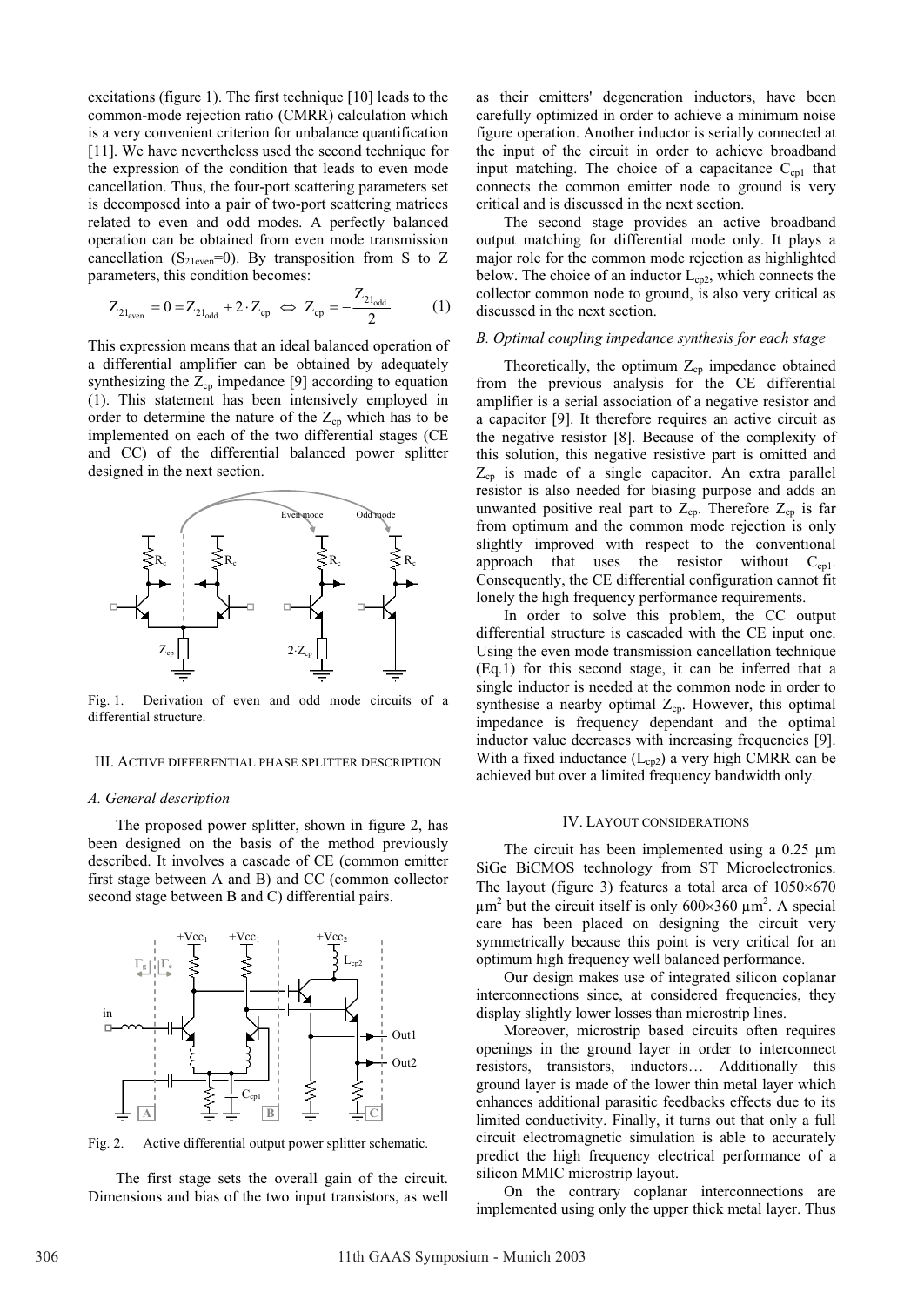excitations (figure 1). The first technique [10] leads to the common-mode rejection ratio (CMRR) calculation which is a very convenient criterion for unbalance quantification [11]. We have nevertheless used the second technique for the expression of the condition that leads to even mode cancellation. Thus, the four-port scattering parameters set is decomposed into a pair of two-port scattering matrices related to even and odd modes. A perfectly balanced operation can be obtained from even mode transmission cancellation ($S_{21even}$=0). By transposition from S to Z parameters, this condition becomes:

$$Z_{21_{even}} = 0 = Z_{21_{odd}} + 2 \cdot Z_{cp} \Leftrightarrow Z_{cp} = -\frac{Z_{21_{odd}}}{2} \quad (1)$$

This expression means that an ideal balanced operation of a differential amplifier can be obtained by adequately synthesizing the $Z_{cp}$ impedance [9] according to equation (1). This statement has been intensively employed in order to determine the nature of the $Z_{cp}$ which has to be implemented on each of the two differential stages (CE and CC) of the differential balanced power splitter designed in the next section.

Fig. 1. Derivation of even and odd mode circuits of a differential structure.

## III. Active differential phase splitter description

### A. General description

The proposed power splitter, shown in figure 2, has been designed on the basis of the method previously described. It involves a cascade of CE (common emitter first stage between A and B) and CC (common collector second stage between B and C) differential pairs.

Fig. 2. Active differential output power splitter schematic.

The first stage sets the overall gain of the circuit. Dimensions and bias of the two input transistors, as well as their emitters' degeneration inductors, have been carefully optimized in order to achieve a minimum noise figure operation. Another inductor is serially connected at the input of the circuit in order to achieve broadband input matching. The choice of a capacitance $C_{cp1}$ that connects the common emitter node to ground is very critical and is discussed in the next section.

The second stage provides an active broadband output matching for differential mode only. It plays a major role for the common mode rejection as highlighted below. The choice of an inductor $L_{cp2}$, which connects the collector common node to ground, is also very critical as discussed in the next section.

### B. Optimal coupling impedance synthesis for each stage

Theoretically, the optimum $Z_{cp}$ impedance obtained from the previous analysis for the CE differential amplifier is a serial association of a negative resistor and a capacitor [9]. It therefore requires an active circuit as the negative resistor [8]. Because of the complexity of this solution, this negative resistive part is omitted and $Z_{cp}$ is made of a single capacitor. An extra parallel resistor is also needed for biasing purpose and adds an unwanted positive real part to $Z_{cp}$. Therefore $Z_{cp}$ is far from optimum and the common mode rejection is only slightly improved with respect to the conventional approach that uses the resistor without $C_{cp1}$. Consequently, the CE differential configuration cannot fit lonely the high frequency performance requirements.

In order to solve this problem, the CC output differential structure is cascaded with the CE input one. Using the even mode transmission cancellation technique (Eq.1) for this second stage, it can be inferred that a single inductor is needed at the common node in order to synthesise a nearby optimal $Z_{cp}$. However, this optimal impedance is frequency dependant and the optimal inductor value decreases with increasing frequencies [9]. With a fixed inductance ($L_{cp2}$) a very high CMRR can be achieved but over a limited frequency bandwidth only.

## IV. Layout considerations

The circuit has been implemented using a 0.25 µm SiGe BiCMOS technology from ST Microelectronics. The layout (figure 3) features a total area of 1050×670 $\mu m^2$ but the circuit itself is only 600×360 $\mu m^2$. A special care has been placed on designing the circuit very symmetrically because this point is very critical for an optimum high frequency well balanced performance.

Our design makes use of integrated silicon coplanar interconnections since, at considered frequencies, they display slightly lower losses than microstrip lines.

Moreover, microstrip based circuits often requires openings in the ground layer in order to interconnect resistors, transistors, inductors… Additionally this ground layer is made of the lower thin metal layer which enhances additional parasitic feedbacks effects due to its limited conductivity. Finally, it turns out that only a full circuit electromagnetic simulation is able to accurately predict the high frequency electrical performance of a silicon MMIC microstrip layout.

On the contrary coplanar interconnections are implemented using only the upper thick metal layer. Thus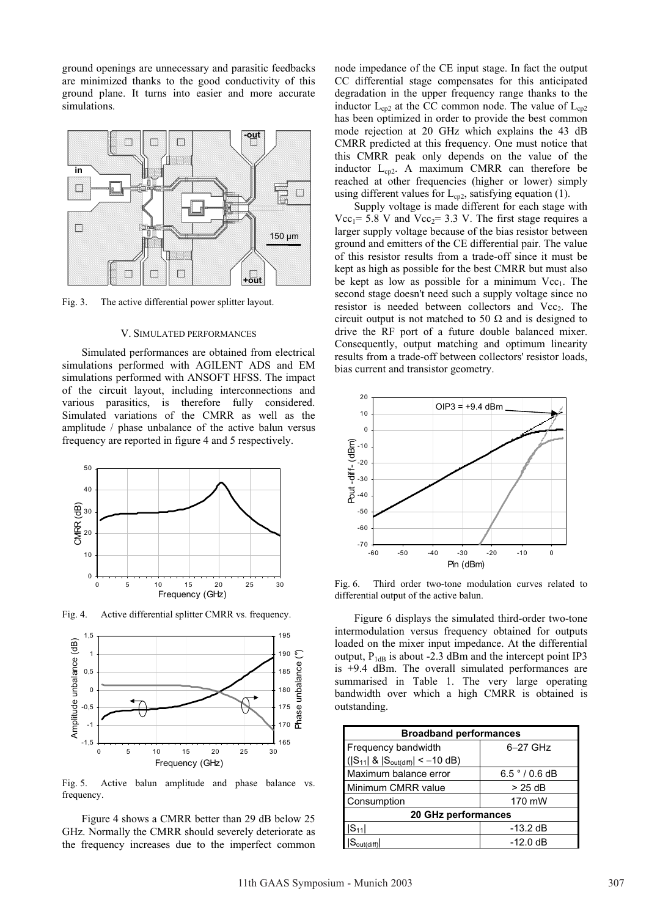ground openings are unnecessary and parasitic feedbacks are minimized thanks to the good conductivity of this ground plane. It turns into easier and more accurate simulations.

Fig. 3. The active differential power splitter layout.

## V. SIMULATED PERFORMANCES

Simulated performances are obtained from electrical simulations performed with AGILENT ADS and EM simulations performed with ANSOFT HFSS. The impact of the circuit layout, including interconnections and various parasitics, is therefore fully considered. Simulated variations of the CMRR as well as the amplitude / phase unbalance of the active balun versus frequency are reported in figure 4 and 5 respectively.

Fig. 4. Active differential splitter CMRR vs. frequency.

Fig. 5. Active balun amplitude and phase balance vs. frequency.

Figure 4 shows a CMRR better than 29 dB below 25 GHz. Normally the CMRR should severely deteriorate as the frequency increases due to the imperfect common node impedance of the CE input stage. In fact the output CC differential stage compensates for this anticipated degradation in the upper frequency range thanks to the inductor $L_{cp2}$ at the CC common node. The value of $L_{cp2}$ has been optimized in order to provide the best common mode rejection at 20 GHz which explains the 43 dB CMRR predicted at this frequency. One must notice that this CMRR peak only depends on the value of the inductor $L_{cp2}$. A maximum CMRR can therefore be reached at other frequencies (higher or lower) simply using different values for $L_{cp2}$, satisfying equation (1).

Supply voltage is made different for each stage with $Vcc_1$= 5.8 V and $Vcc_2$= 3.3 V. The first stage requires a larger supply voltage because of the bias resistor between ground and emitters of the CE differential pair. The value of this resistor results from a trade-off since it must be kept as high as possible for the best CMRR but must also be kept as low as possible for a minimum $Vcc_1$. The second stage doesn't need such a supply voltage since no resistor is needed between collectors and $Vcc_2$. The circuit output is not matched to 50 Ω and is designed to drive the RF port of a future double balanced mixer. Consequently, output matching and optimum linearity results from a trade-off between collectors' resistor loads, bias current and transistor geometry.

Fig. 6. Third order two-tone modulation curves related to differential output of the active balun.

Figure 6 displays the simulated third-order two-tone intermodulation versus frequency obtained for outputs loaded on the mixer input impedance. At the differential output, $P_{1dB}$ is about -2.3 dBm and the intercept point IP3 is +9.4 dBm. The overall simulated performances are summarised in Table 1. The very large operating bandwidth over which a high CMRR is obtained is outstanding.

| Broadband performances | |
|---|---|
| Frequency bandwidth ($\|S_{11}\|$ & $\|S_{out(diff)}\|$ < −10 dB) | 6–27 GHz |
| Maximum balance error | 6.5 ° / 0.6 dB |
| Minimum CMRR value | > 25 dB |
| Consumption | 170 mW |
| **20 GHz performances** | |
| $\|S_{11}\|$ | -13.2 dB |
| $\|S_{out(diff)}\|$ | -12.0 dB |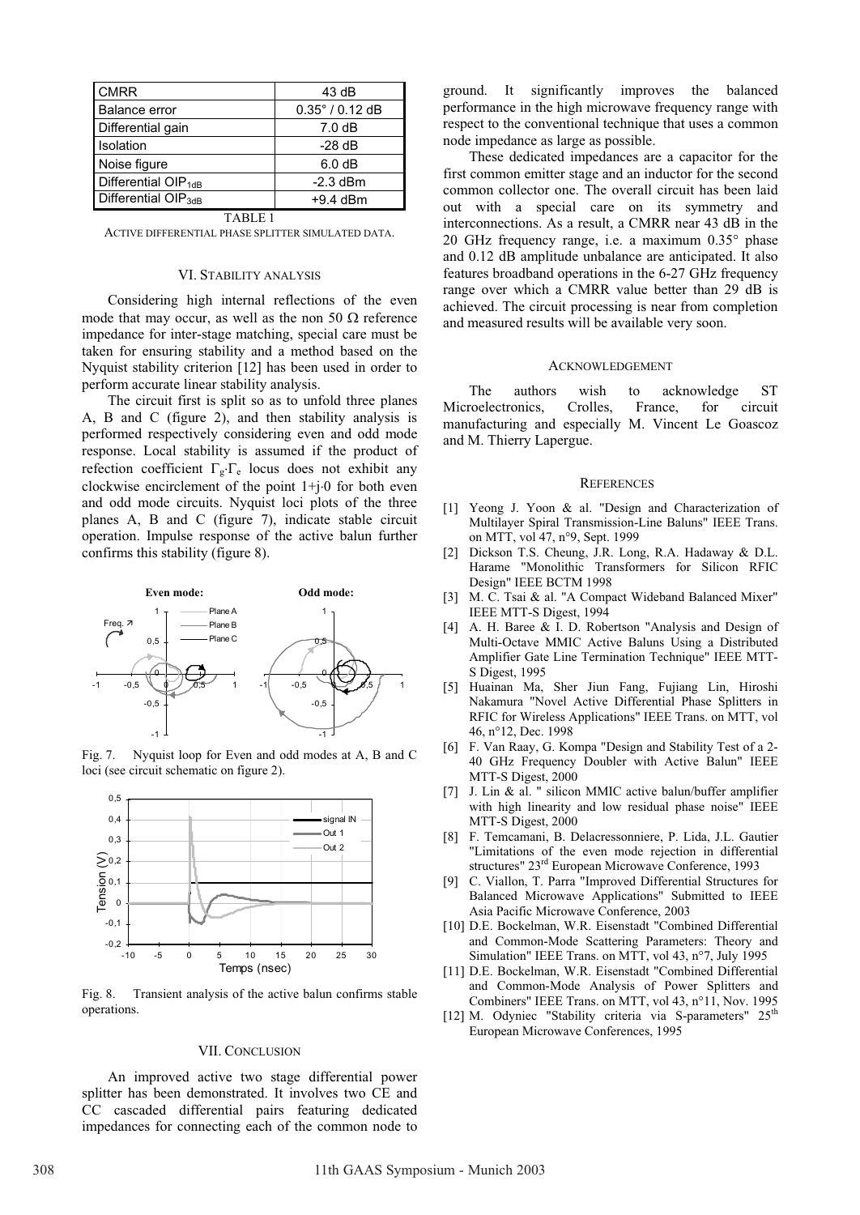| CMRR | 43 dB |
|---|---|
| Balance error | 0.35° / 0.12 dB |
| Differential gain | 7.0 dB |
| Isolation | -28 dB |
| Noise figure | 6.0 dB |
| Differential $OIP_{1dB}$ | -2.3 dBm |
| Differential $OIP_{3dB}$ | +9.4 dBm |

TABLE 1
ACTIVE DIFFERENTIAL PHASE SPLITTER SIMULATED DATA.

## VI. STABILITY ANALYSIS

Considering high internal reflections of the even mode that may occur, as well as the non 50 Ω reference impedance for inter-stage matching, special care must be taken for ensuring stability and a method based on the Nyquist stability criterion [12] has been used in order to perform accurate linear stability analysis.

The circuit first is split so as to unfold three planes A, B and C (figure 2), and then stability analysis is performed respectively considering even and odd mode response. Local stability is assumed if the product of refection coefficient $\Gamma_g \cdot \Gamma_e$ locus does not exhibit any clockwise encirclement of the point $1+j\cdot 0$ for both even and odd mode circuits. Nyquist loci plots of the three planes A, B and C (figure 7), indicate stable circuit operation. Impulse response of the active balun further confirms this stability (figure 8).

Even mode:
Odd mode:
Freq.
Plane A
Plane B
Plane C
1
0,5
0
-0,5
-1
-1 -0,5 0 0,5 1

Fig. 7. Nyquist loop for Even and odd modes at A, B and C loci (see circuit schematic on figure 2).

signal IN
Out 1
Out 2
Tension (V)
0,5 0,4 0,3 0,2 0,1 0 -0,1 -0,2
-10 -5 0 5 10 15 20 25 30
Temps (nsec)

Fig. 8. Transient analysis of the active balun confirms stable operations.

## VII. CONCLUSION

An improved active two stage differential power splitter has been demonstrated. It involves two CE and CC cascaded differential pairs featuring dedicated impedances for connecting each of the common node to ground. It significantly improves the balanced performance in the high microwave frequency range with respect to the conventional technique that uses a common node impedance as large as possible.

These dedicated impedances are a capacitor for the first common emitter stage and an inductor for the second common collector one. The overall circuit has been laid out with a special care on its symmetry and interconnections. As a result, a CMRR near 43 dB in the 20 GHz frequency range, i.e. a maximum 0.35° phase and 0.12 dB amplitude unbalance are anticipated. It also features broadband operations in the 6-27 GHz frequency range over which a CMRR value better than 29 dB is achieved. The circuit processing is near from completion and measured results will be available very soon.

## ACKNOWLEDGEMENT

The authors wish to acknowledge ST Microelectronics, Crolles, France, for circuit manufacturing and especially M. Vincent Le Goascoz and M. Thierry Lapergue.

## REFERENCES

[1] Yeong J. Yoon & al. "Design and Characterization of Multilayer Spiral Transmission-Line Baluns" IEEE Trans. on MTT, vol 47, n°9, Sept. 1999

[2] Dickson T.S. Cheung, J.R. Long, R.A. Hadaway & D.L. Harame "Monolithic Transformers for Silicon RFIC Design" IEEE BCTM 1998

[3] M. C. Tsai & al. "A Compact Wideband Balanced Mixer" IEEE MTT-S Digest, 1994

[4] A. H. Baree & I. D. Robertson "Analysis and Design of Multi-Octave MMIC Active Baluns Using a Distributed Amplifier Gate Line Termination Technique" IEEE MTT-S Digest, 1995

[5] Huainan Ma, Sher Jiun Fang, Fujiang Lin, Hiroshi Nakamura "Novel Active Differential Phase Splitters in RFIC for Wireless Applications" IEEE Trans. on MTT, vol 46, n°12, Dec. 1998

[6] F. Van Raay, G. Kompa "Design and Stability Test of a 2-40 GHz Frequency Doubler with Active Balun" IEEE MTT-S Digest, 2000

[7] J. Lin & al. " silicon MMIC active balun/buffer amplifier with high linearity and low residual phase noise" IEEE MTT-S Digest, 2000

[8] F. Temcamani, B. Delacressonniere, P. Lida, J.L. Gautier "Limitations of the even mode rejection in differential structures" 23rd European Microwave Conference, 1993

[9] C. Viallon, T. Parra "Improved Differential Structures for Balanced Microwave Applications" Submitted to IEEE Asia Pacific Microwave Conference, 2003

[10] D.E. Bockelman, W.R. Eisenstadt "Combined Differential and Common-Mode Scattering Parameters: Theory and Simulation" IEEE Trans. on MTT, vol 43, n°7, July 1995

[11] D.E. Bockelman, W.R. Eisenstadt "Combined Differential and Common-Mode Analysis of Power Splitters and Combiners" IEEE Trans. on MTT, vol 43, n°11, Nov. 1995

[12] M. Odyniec "Stability criteria via S-parameters" 25th European Microwave Conferences, 1995